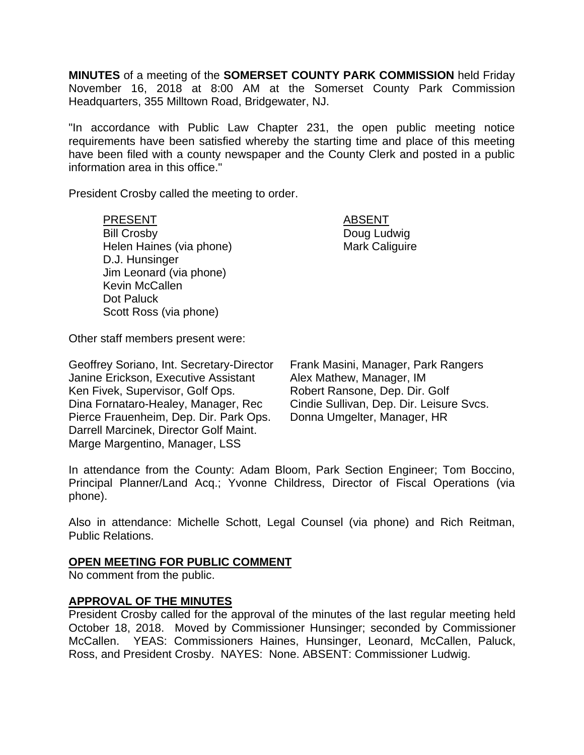**MINUTES** of a meeting of the **SOMERSET COUNTY PARK COMMISSION** held Friday November 16, 2018 at 8:00 AM at the Somerset County Park Commission Headquarters, 355 Milltown Road, Bridgewater, NJ.

"In accordance with Public Law Chapter 231, the open public meeting notice requirements have been satisfied whereby the starting time and place of this meeting have been filed with a county newspaper and the County Clerk and posted in a public information area in this office."

President Crosby called the meeting to order.

| PRESENT | ABSENT |
|---|---|
| Bill Crosby | Doug Ludwig |
| Helen Haines (via phone) | Mark Caliguire |
| D.J. Hunsinger | |
| Jim Leonard (via phone) | |
| Kevin McCallen | |
| Dot Paluck | |
| Scott Ross (via phone) | |

Other staff members present were:

Geoffrey Soriano, Int. Secretary-Director
Janine Erickson, Executive Assistant
Ken Fivek, Supervisor, Golf Ops.
Dina Fornataro-Healey, Manager, Rec
Pierce Frauenheim, Dep. Dir. Park Ops.
Darrell Marcinek, Director Golf Maint.
Marge Margentino, Manager, LSS
Frank Masini, Manager, Park Rangers
Alex Mathew, Manager, IM
Robert Ransone, Dep. Dir. Golf
Cindie Sullivan, Dep. Dir. Leisure Svcs.
Donna Umgelter, Manager, HR

In attendance from the County: Adam Bloom, Park Section Engineer; Tom Boccino, Principal Planner/Land Acq.; Yvonne Childress, Director of Fiscal Operations (via phone).

Also in attendance: Michelle Schott, Legal Counsel (via phone) and Rich Reitman, Public Relations.

**OPEN MEETING FOR PUBLIC COMMENT**

No comment from the public.

**APPROVAL OF THE MINUTES**

President Crosby called for the approval of the minutes of the last regular meeting held October 18, 2018. Moved by Commissioner Hunsinger; seconded by Commissioner McCallen. YEAS: Commissioners Haines, Hunsinger, Leonard, McCallen, Paluck, Ross, and President Crosby. NAYES: None. ABSENT: Commissioner Ludwig.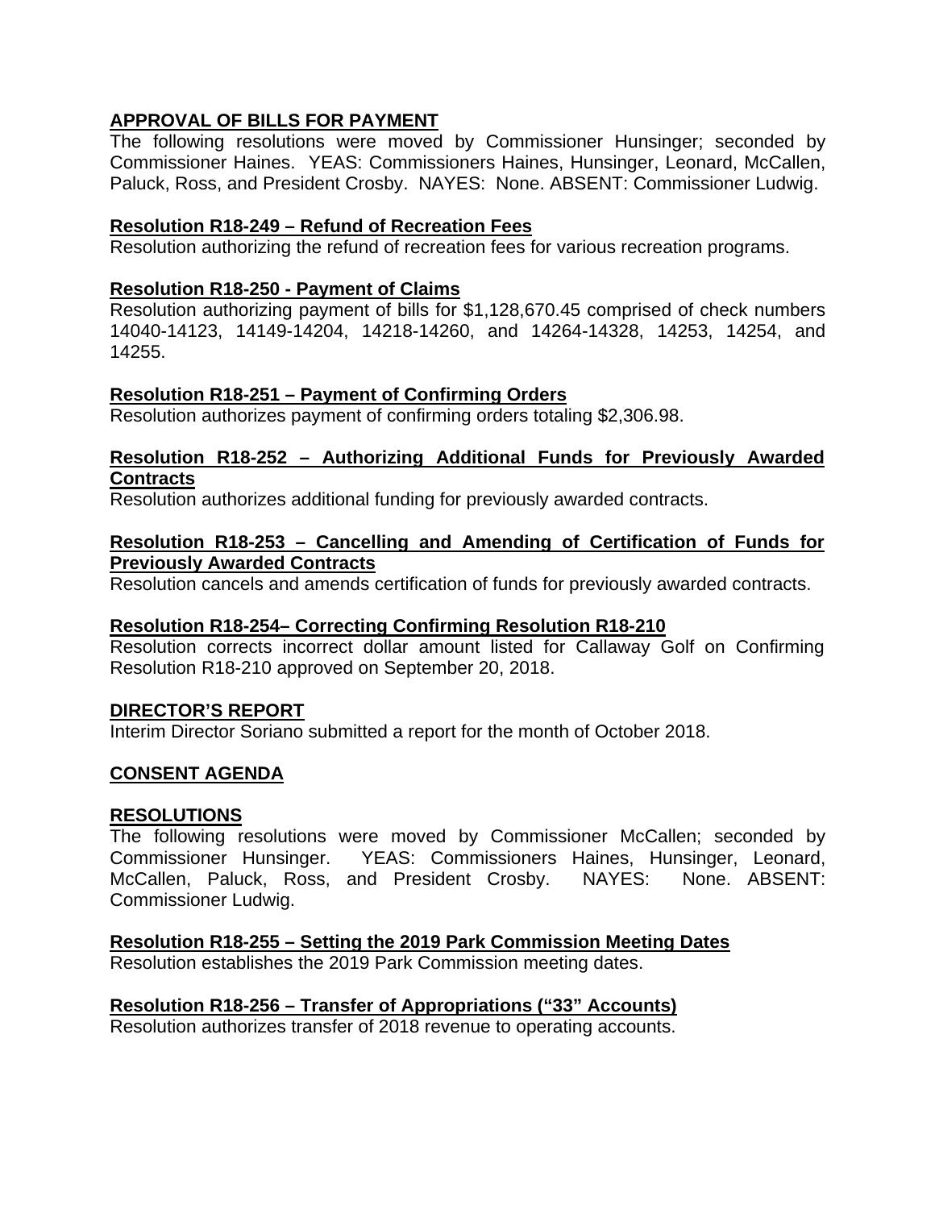**APPROVAL OF BILLS FOR PAYMENT**

The following resolutions were moved by Commissioner Hunsinger; seconded by Commissioner Haines. YEAS: Commissioners Haines, Hunsinger, Leonard, McCallen, Paluck, Ross, and President Crosby. NAYES: None. ABSENT: Commissioner Ludwig.

**Resolution R18-249 – Refund of Recreation Fees**

Resolution authorizing the refund of recreation fees for various recreation programs.

**Resolution R18-250 - Payment of Claims**

Resolution authorizing payment of bills for $1,128,670.45 comprised of check numbers 14040-14123, 14149-14204, 14218-14260, and 14264-14328, 14253, 14254, and 14255.

**Resolution R18-251 – Payment of Confirming Orders**

Resolution authorizes payment of confirming orders totaling $2,306.98.

**Resolution R18-252 – Authorizing Additional Funds for Previously Awarded Contracts**

Resolution authorizes additional funding for previously awarded contracts.

**Resolution R18-253 – Cancelling and Amending of Certification of Funds for Previously Awarded Contracts**

Resolution cancels and amends certification of funds for previously awarded contracts.

**Resolution R18-254– Correcting Confirming Resolution R18-210**

Resolution corrects incorrect dollar amount listed for Callaway Golf on Confirming Resolution R18-210 approved on September 20, 2018.

**DIRECTOR'S REPORT**

Interim Director Soriano submitted a report for the month of October 2018.

**CONSENT AGENDA**

**RESOLUTIONS**

The following resolutions were moved by Commissioner McCallen; seconded by Commissioner Hunsinger. YEAS: Commissioners Haines, Hunsinger, Leonard, McCallen, Paluck, Ross, and President Crosby. NAYES: None. ABSENT: Commissioner Ludwig.

**Resolution R18-255 – Setting the 2019 Park Commission Meeting Dates**

Resolution establishes the 2019 Park Commission meeting dates.

**Resolution R18-256 – Transfer of Appropriations ("33" Accounts)**

Resolution authorizes transfer of 2018 revenue to operating accounts.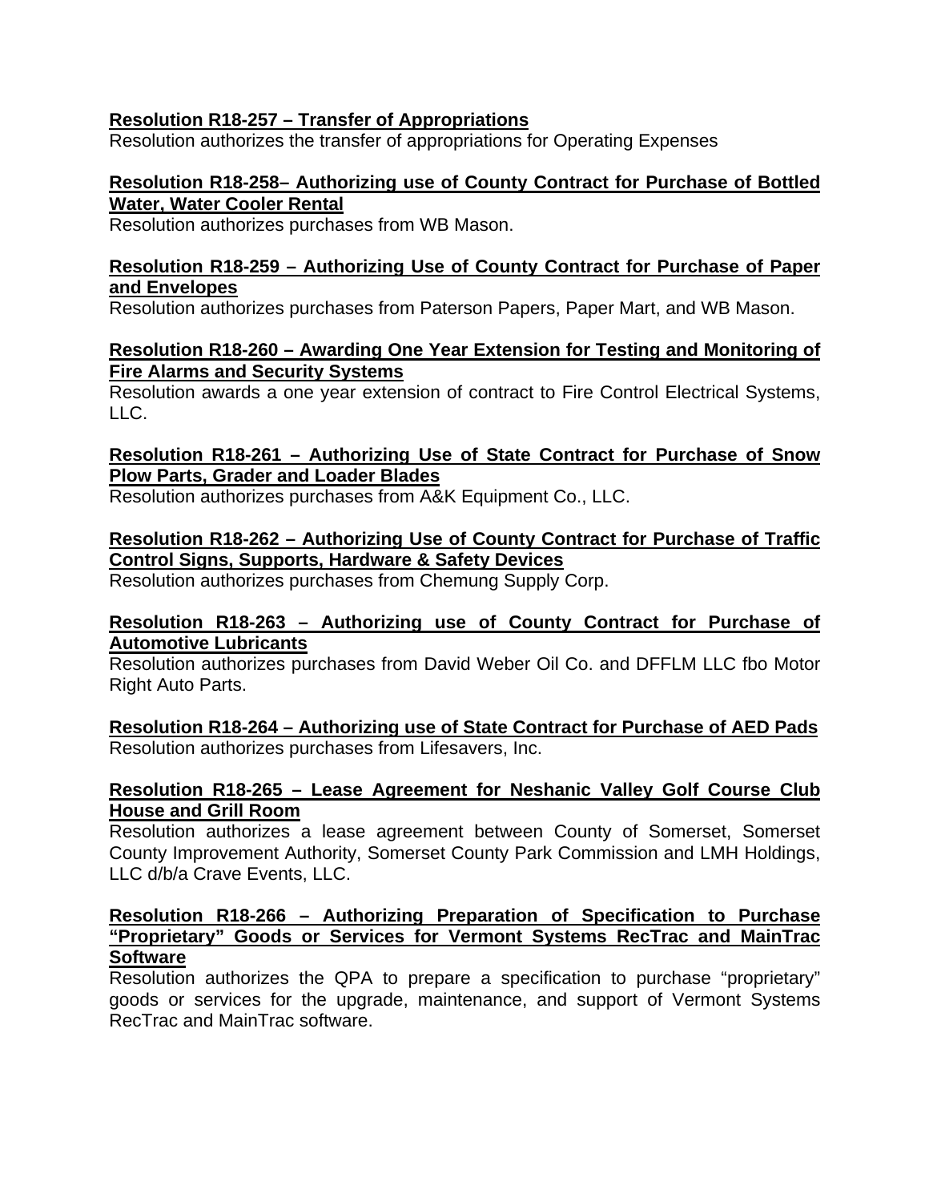**Resolution R18-257 – Transfer of Appropriations**

Resolution authorizes the transfer of appropriations for Operating Expenses

**Resolution R18-258– Authorizing use of County Contract for Purchase of Bottled Water, Water Cooler Rental**

Resolution authorizes purchases from WB Mason.

**Resolution R18-259 – Authorizing Use of County Contract for Purchase of Paper and Envelopes**

Resolution authorizes purchases from Paterson Papers, Paper Mart, and WB Mason.

**Resolution R18-260 – Awarding One Year Extension for Testing and Monitoring of Fire Alarms and Security Systems**

Resolution awards a one year extension of contract to Fire Control Electrical Systems, LLC.

**Resolution R18-261 – Authorizing Use of State Contract for Purchase of Snow Plow Parts, Grader and Loader Blades**

Resolution authorizes purchases from A&K Equipment Co., LLC.

**Resolution R18-262 – Authorizing Use of County Contract for Purchase of Traffic Control Signs, Supports, Hardware & Safety Devices**

Resolution authorizes purchases from Chemung Supply Corp.

**Resolution R18-263 – Authorizing use of County Contract for Purchase of Automotive Lubricants**

Resolution authorizes purchases from David Weber Oil Co. and DFFLM LLC fbo Motor Right Auto Parts.

**Resolution R18-264 – Authorizing use of State Contract for Purchase of AED Pads**

Resolution authorizes purchases from Lifesavers, Inc.

**Resolution R18-265 – Lease Agreement for Neshanic Valley Golf Course Club House and Grill Room**

Resolution authorizes a lease agreement between County of Somerset, Somerset County Improvement Authority, Somerset County Park Commission and LMH Holdings, LLC d/b/a Crave Events, LLC.

**Resolution R18-266 – Authorizing Preparation of Specification to Purchase "Proprietary" Goods or Services for Vermont Systems RecTrac and MainTrac Software**

Resolution authorizes the QPA to prepare a specification to purchase "proprietary" goods or services for the upgrade, maintenance, and support of Vermont Systems RecTrac and MainTrac software.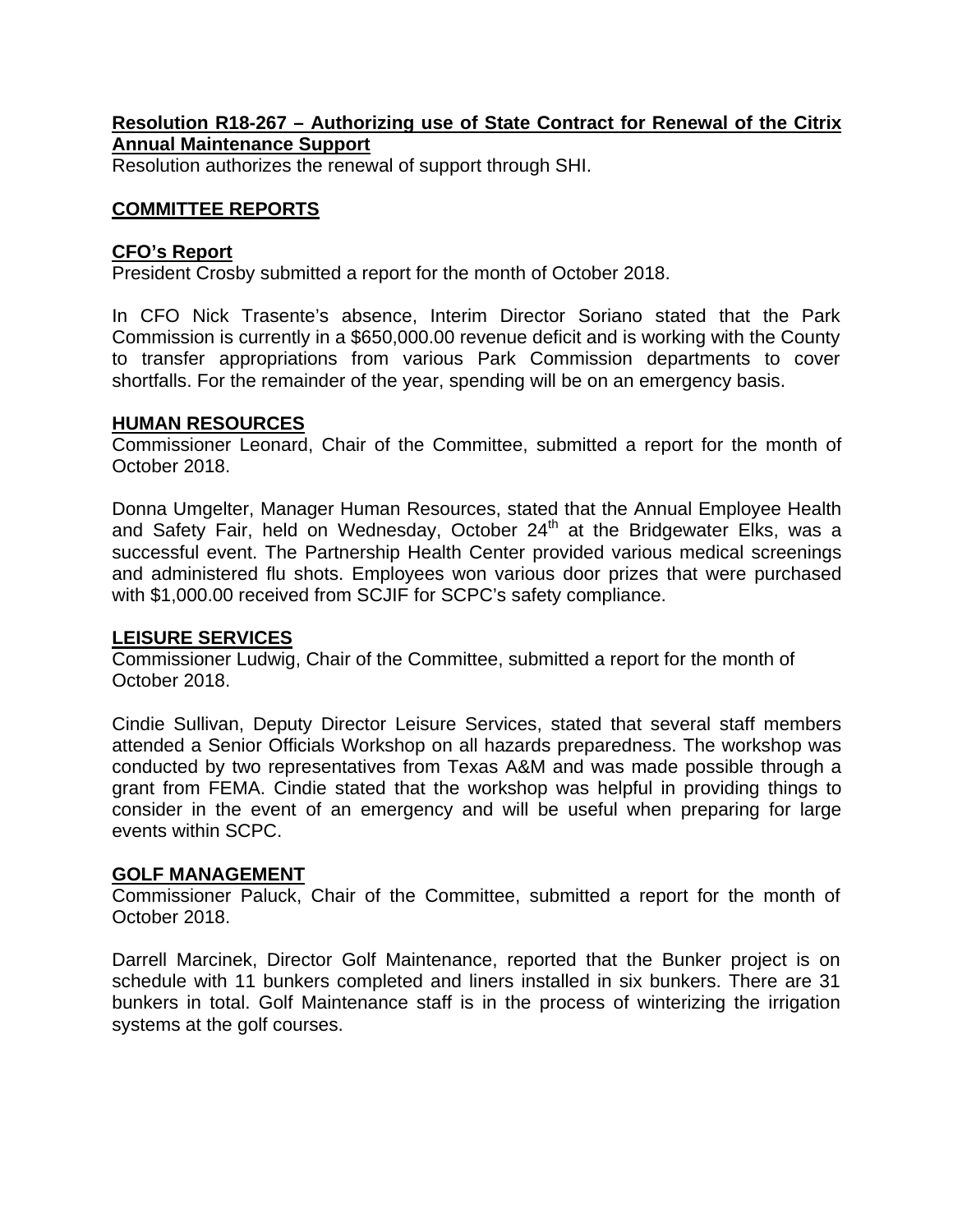**Resolution R18-267 – Authorizing use of State Contract for Renewal of the Citrix Annual Maintenance Support**

Resolution authorizes the renewal of support through SHI.

## COMMITTEE REPORTS

### CFO's Report

President Crosby submitted a report for the month of October 2018.

In CFO Nick Trasente's absence, Interim Director Soriano stated that the Park Commission is currently in a $650,000.00 revenue deficit and is working with the County to transfer appropriations from various Park Commission departments to cover shortfalls. For the remainder of the year, spending will be on an emergency basis.

### HUMAN RESOURCES

Commissioner Leonard, Chair of the Committee, submitted a report for the month of October 2018.

Donna Umgelter, Manager Human Resources, stated that the Annual Employee Health and Safety Fair, held on Wednesday, October 24th at the Bridgewater Elks, was a successful event. The Partnership Health Center provided various medical screenings and administered flu shots. Employees won various door prizes that were purchased with $1,000.00 received from SCJIF for SCPC's safety compliance.

### LEISURE SERVICES

Commissioner Ludwig, Chair of the Committee, submitted a report for the month of October 2018.

Cindie Sullivan, Deputy Director Leisure Services, stated that several staff members attended a Senior Officials Workshop on all hazards preparedness. The workshop was conducted by two representatives from Texas A&M and was made possible through a grant from FEMA. Cindie stated that the workshop was helpful in providing things to consider in the event of an emergency and will be useful when preparing for large events within SCPC.

### GOLF MANAGEMENT

Commissioner Paluck, Chair of the Committee, submitted a report for the month of October 2018.

Darrell Marcinek, Director Golf Maintenance, reported that the Bunker project is on schedule with 11 bunkers completed and liners installed in six bunkers. There are 31 bunkers in total. Golf Maintenance staff is in the process of winterizing the irrigation systems at the golf courses.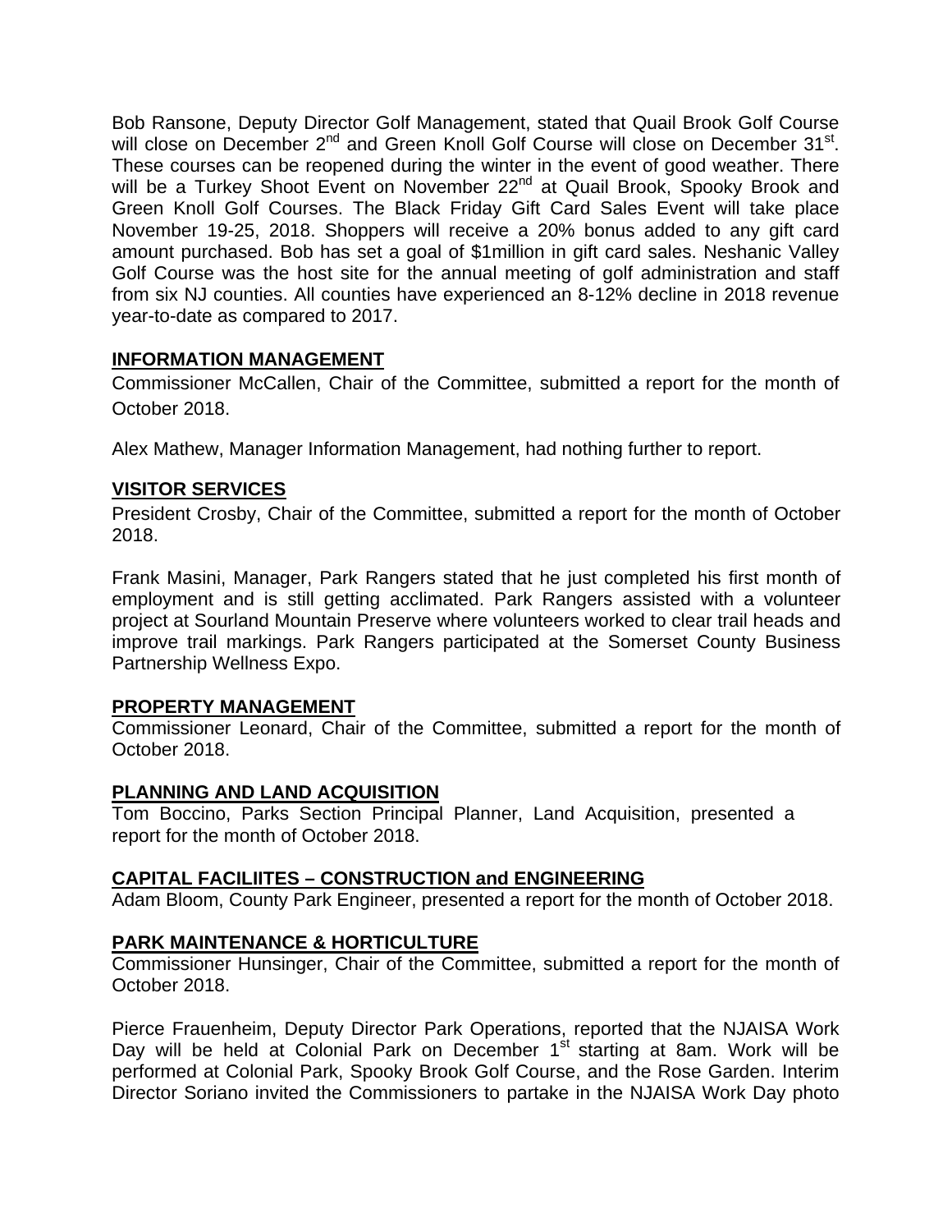Bob Ransone, Deputy Director Golf Management, stated that Quail Brook Golf Course will close on December 2nd and Green Knoll Golf Course will close on December 31st. These courses can be reopened during the winter in the event of good weather. There will be a Turkey Shoot Event on November 22nd at Quail Brook, Spooky Brook and Green Knoll Golf Courses. The Black Friday Gift Card Sales Event will take place November 19-25, 2018. Shoppers will receive a 20% bonus added to any gift card amount purchased. Bob has set a goal of $1million in gift card sales. Neshanic Valley Golf Course was the host site for the annual meeting of golf administration and staff from six NJ counties. All counties have experienced an 8-12% decline in 2018 revenue year-to-date as compared to 2017.

## INFORMATION MANAGEMENT

Commissioner McCallen, Chair of the Committee, submitted a report for the month of October 2018.

Alex Mathew, Manager Information Management, had nothing further to report.

## VISITOR SERVICES

President Crosby, Chair of the Committee, submitted a report for the month of October 2018.

Frank Masini, Manager, Park Rangers stated that he just completed his first month of employment and is still getting acclimated. Park Rangers assisted with a volunteer project at Sourland Mountain Preserve where volunteers worked to clear trail heads and improve trail markings. Park Rangers participated at the Somerset County Business Partnership Wellness Expo.

## PROPERTY MANAGEMENT

Commissioner Leonard, Chair of the Committee, submitted a report for the month of October 2018.

## PLANNING AND LAND ACQUISITION

Tom Boccino, Parks Section Principal Planner, Land Acquisition, presented a report for the month of October 2018.

## CAPITAL FACILIITES – CONSTRUCTION and ENGINEERING

Adam Bloom, County Park Engineer, presented a report for the month of October 2018.

## PARK MAINTENANCE & HORTICULTURE

Commissioner Hunsinger, Chair of the Committee, submitted a report for the month of October 2018.

Pierce Frauenheim, Deputy Director Park Operations, reported that the NJAISA Work Day will be held at Colonial Park on December 1st starting at 8am. Work will be performed at Colonial Park, Spooky Brook Golf Course, and the Rose Garden. Interim Director Soriano invited the Commissioners to partake in the NJAISA Work Day photo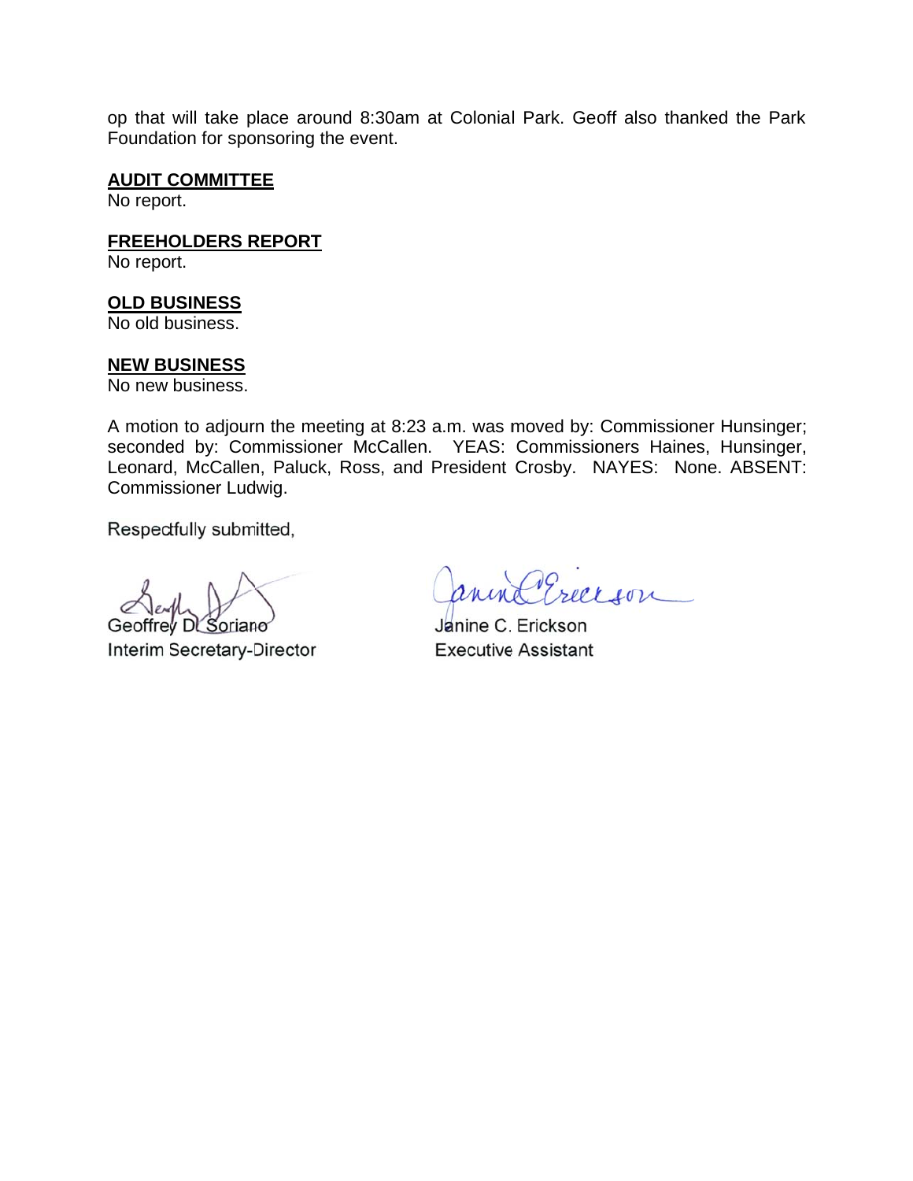op that will take place around 8:30am at Colonial Park. Geoff also thanked the Park Foundation for sponsoring the event.

**AUDIT COMMITTEE**
No report.

**FREEHOLDERS REPORT**
No report.

**OLD BUSINESS**
No old business.

**NEW BUSINESS**
No new business.

A motion to adjourn the meeting at 8:23 a.m. was moved by: Commissioner Hunsinger; seconded by: Commissioner McCallen. YEAS: Commissioners Haines, Hunsinger, Leonard, McCallen, Paluck, Ross, and President Crosby. NAYES: None. ABSENT: Commissioner Ludwig.

Respectfully submitted,

Geoffrey D. Soriano
Interim Secretary-Director

Janine C. Erickson
Executive Assistant